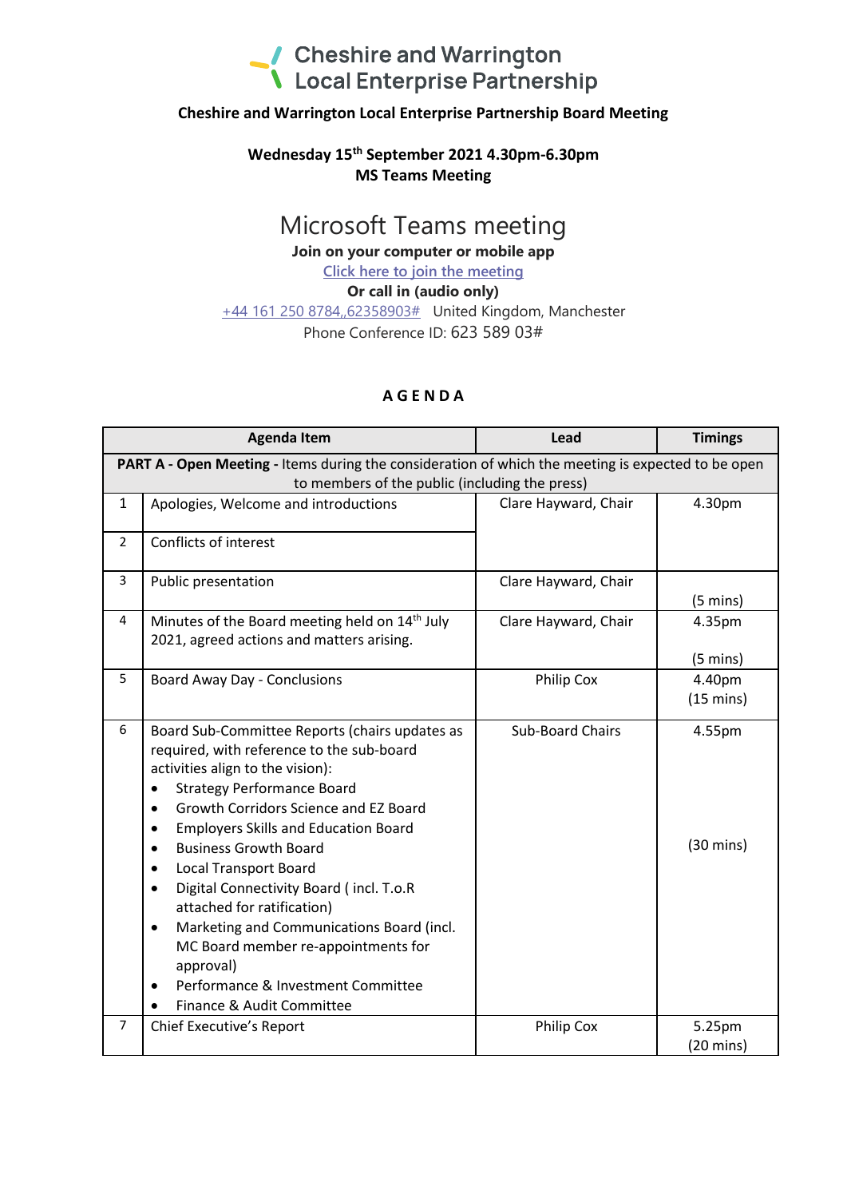# Cheshire and Warrington Local Enterprise Partnership

**Cheshire and Warrington Local Enterprise Partnership Board Meeting**

**Wednesday 15th September 2021 4.30pm-6.30pm**
**MS Teams Meeting**

## Microsoft Teams meeting

**Join on your computer or mobile app**

Click here to join the meeting

**Or call in (audio only)**

+44 161 250 8784,,62358903# United Kingdom, Manchester

Phone Conference ID: 623 589 03#

### A G E N D A

| | Agenda Item | Lead | Timings |
|---|---|---|---|
| | **PART A - Open Meeting -** Items during the consideration of which the meeting is expected to be open to members of the public (including the press) | | |
| 1 | Apologies, Welcome and introductions | Clare Hayward, Chair | 4.30pm |
| 2 | Conflicts of interest | | |
| 3 | Public presentation | Clare Hayward, Chair | (5 mins) |
| 4 | Minutes of the Board meeting held on 14th July 2021, agreed actions and matters arising. | Clare Hayward, Chair | 4.35pm (5 mins) |
| 5 | Board Away Day - Conclusions | Philip Cox | 4.40pm (15 mins) |
| 6 | Board Sub-Committee Reports (chairs updates as required, with reference to the sub-board activities align to the vision):<br>• Strategy Performance Board<br>• Growth Corridors Science and EZ Board<br>• Employers Skills and Education Board<br>• Business Growth Board<br>• Local Transport Board<br>• Digital Connectivity Board ( incl. T.o.R attached for ratification)<br>• Marketing and Communications Board (incl. MC Board member re-appointments for approval)<br>• Performance & Investment Committee<br>• Finance & Audit Committee | Sub-Board Chairs | 4.55pm (30 mins) |
| 7 | Chief Executive's Report | Philip Cox | 5.25pm (20 mins) |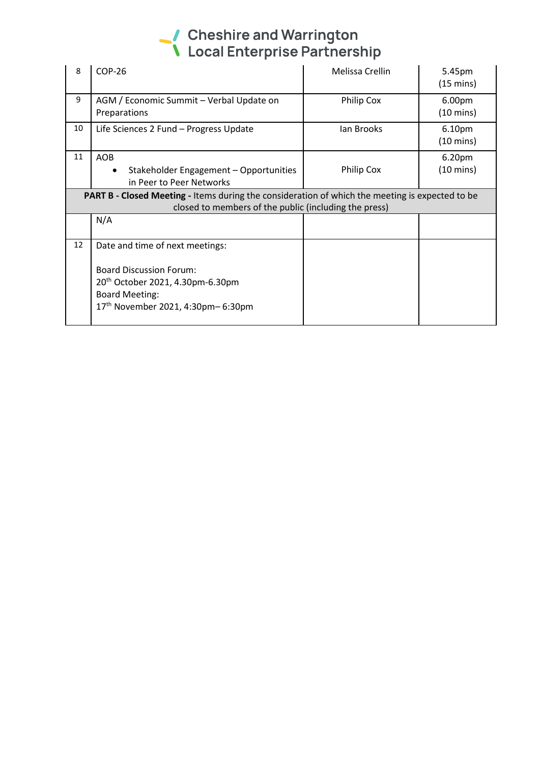| | | | |
|---|---|---|---|
| 8 | COP-26 | Melissa Crellin | 5.45pm (15 mins) |
| 9 | AGM / Economic Summit – Verbal Update on Preparations | Philip Cox | 6.00pm (10 mins) |
| 10 | Life Sciences 2 Fund – Progress Update | Ian Brooks | 6.10pm (10 mins) |
| 11 | AOB<br>• Stakeholder Engagement – Opportunities in Peer to Peer Networks | Philip Cox | 6.20pm (10 mins) |
| **PART B - Closed Meeting -** Items during the consideration of which the meeting is expected to be closed to members of the public (including the press) | | | |
| | N/A | | |
| 12 | Date and time of next meetings:<br><br>Board Discussion Forum:<br>20th October 2021, 4.30pm-6.30pm<br>Board Meeting:<br>17th November 2021, 4:30pm– 6:30pm | | |